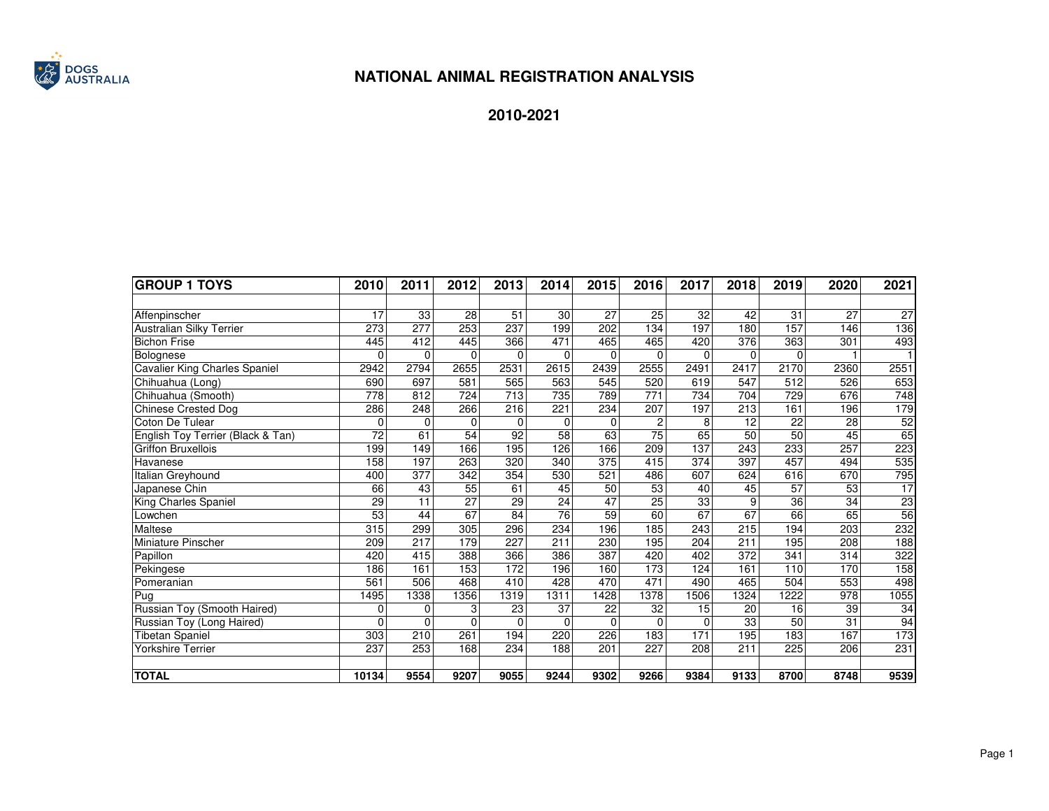DOGS AUSTRALIA

# NATIONAL ANIMAL REGISTRATION ANALYSIS

## 2010-2021

| GROUP 1 TOYS | 2010 | 2011 | 2012 | 2013 | 2014 | 2015 | 2016 | 2017 | 2018 | 2019 | 2020 | 2021 |
|---|---|---|---|---|---|---|---|---|---|---|---|---|
| Affenpinscher | 17 | 33 | 28 | 51 | 30 | 27 | 25 | 32 | 42 | 31 | 27 | 27 |
| Australian Silky Terrier | 273 | 277 | 253 | 237 | 199 | 202 | 134 | 197 | 180 | 157 | 146 | 136 |
| Bichon Frise | 445 | 412 | 445 | 366 | 471 | 465 | 465 | 420 | 376 | 363 | 301 | 493 |
| Bolognese | 0 | 0 | 0 | 0 | 0 | 0 | 0 | 0 | 0 | 0 | 1 | 1 |
| Cavalier King Charles Spaniel | 2942 | 2794 | 2655 | 2531 | 2615 | 2439 | 2555 | 2491 | 2417 | 2170 | 2360 | 2551 |
| Chihuahua (Long) | 690 | 697 | 581 | 565 | 563 | 545 | 520 | 619 | 547 | 512 | 526 | 653 |
| Chihuahua (Smooth) | 778 | 812 | 724 | 713 | 735 | 789 | 771 | 734 | 704 | 729 | 676 | 748 |
| Chinese Crested Dog | 286 | 248 | 266 | 216 | 221 | 234 | 207 | 197 | 213 | 161 | 196 | 179 |
| Coton De Tulear | 0 | 0 | 0 | 0 | 0 | 0 | 2 | 8 | 12 | 22 | 28 | 52 |
| English Toy Terrier (Black & Tan) | 72 | 61 | 54 | 92 | 58 | 63 | 75 | 65 | 50 | 50 | 45 | 65 |
| Griffon Bruxellois | 199 | 149 | 166 | 195 | 126 | 166 | 209 | 137 | 243 | 233 | 257 | 223 |
| Havanese | 158 | 197 | 263 | 320 | 340 | 375 | 415 | 374 | 397 | 457 | 494 | 535 |
| Italian Greyhound | 400 | 377 | 342 | 354 | 530 | 521 | 486 | 607 | 624 | 616 | 670 | 795 |
| Japanese Chin | 66 | 43 | 55 | 61 | 45 | 50 | 53 | 40 | 45 | 57 | 53 | 17 |
| King Charles Spaniel | 29 | 11 | 27 | 29 | 24 | 47 | 25 | 33 | 9 | 36 | 34 | 23 |
| Lowchen | 53 | 44 | 67 | 84 | 76 | 59 | 60 | 67 | 67 | 66 | 65 | 56 |
| Maltese | 315 | 299 | 305 | 296 | 234 | 196 | 185 | 243 | 215 | 194 | 203 | 232 |
| Miniature Pinscher | 209 | 217 | 179 | 227 | 211 | 230 | 195 | 204 | 211 | 195 | 208 | 188 |
| Papillon | 420 | 415 | 388 | 366 | 386 | 387 | 420 | 402 | 372 | 341 | 314 | 322 |
| Pekingese | 186 | 161 | 153 | 172 | 196 | 160 | 173 | 124 | 161 | 110 | 170 | 158 |
| Pomeranian | 561 | 506 | 468 | 410 | 428 | 470 | 471 | 490 | 465 | 504 | 553 | 498 |
| Pug | 1495 | 1338 | 1356 | 1319 | 1311 | 1428 | 1378 | 1506 | 1324 | 1222 | 978 | 1055 |
| Russian Toy (Smooth Haired) | 0 | 0 | 3 | 23 | 37 | 22 | 32 | 15 | 20 | 16 | 39 | 34 |
| Russian Toy (Long Haired) | 0 | 0 | 0 | 0 | 0 | 0 | 0 | 0 | 33 | 50 | 31 | 94 |
| Tibetan Spaniel | 303 | 210 | 261 | 194 | 220 | 226 | 183 | 171 | 195 | 183 | 167 | 173 |
| Yorkshire Terrier | 237 | 253 | 168 | 234 | 188 | 201 | 227 | 208 | 211 | 225 | 206 | 231 |
| **TOTAL** | **10134** | **9554** | **9207** | **9055** | **9244** | **9302** | **9266** | **9384** | **9133** | **8700** | **8748** | **9539** |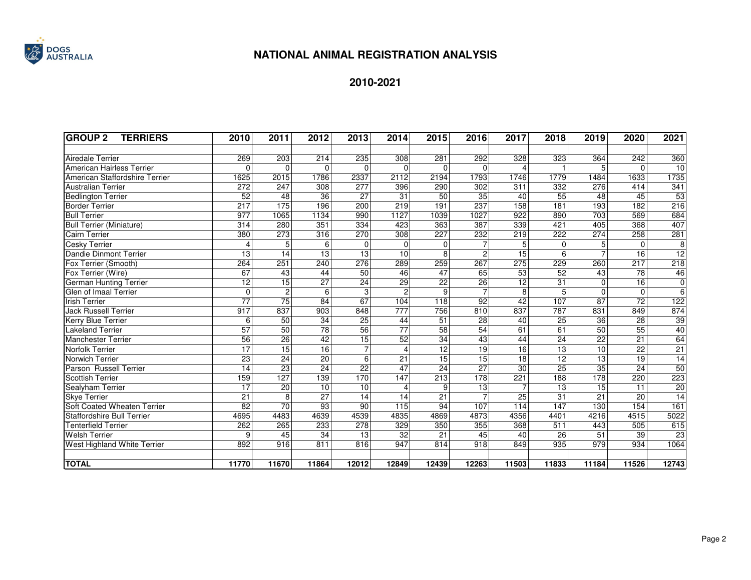# NATIONAL ANIMAL REGISTRATION ANALYSIS

## 2010-2021

| GROUP 2 TERRIERS | 2010 | 2011 | 2012 | 2013 | 2014 | 2015 | 2016 | 2017 | 2018 | 2019 | 2020 | 2021 |
|---|---|---|---|---|---|---|---|---|---|---|---|---|
| Airedale Terrier | 269 | 203 | 214 | 235 | 308 | 281 | 292 | 328 | 323 | 364 | 242 | 360 |
| American Hairless Terrier | 0 | 0 | 0 | 0 | 0 | 0 | 0 | 4 | 1 | 5 | 0 | 10 |
| American Staffordshire Terrier | 1625 | 2015 | 1786 | 2337 | 2112 | 2194 | 1793 | 1746 | 1779 | 1484 | 1633 | 1735 |
| Australian Terrier | 272 | 247 | 308 | 277 | 396 | 290 | 302 | 311 | 332 | 276 | 414 | 341 |
| Bedlington Terrier | 52 | 48 | 36 | 27 | 31 | 50 | 35 | 40 | 55 | 48 | 45 | 53 |
| Border Terrier | 217 | 175 | 196 | 200 | 219 | 191 | 237 | 158 | 181 | 193 | 182 | 216 |
| Bull Terrier | 977 | 1065 | 1134 | 990 | 1127 | 1039 | 1027 | 922 | 890 | 703 | 569 | 684 |
| Bull Terrier (Miniature) | 314 | 280 | 351 | 334 | 423 | 363 | 387 | 339 | 421 | 405 | 368 | 407 |
| Cairn Terrier | 380 | 273 | 316 | 270 | 308 | 227 | 232 | 219 | 222 | 274 | 258 | 281 |
| Cesky Terrier | 4 | 5 | 6 | 0 | 0 | 0 | 7 | 5 | 0 | 5 | 0 | 8 |
| Dandie Dinmont Terrier | 13 | 14 | 13 | 13 | 10 | 8 | 2 | 15 | 6 | 7 | 16 | 12 |
| Fox Terrier (Smooth) | 264 | 251 | 240 | 276 | 289 | 259 | 267 | 275 | 229 | 260 | 217 | 218 |
| Fox Terrier (Wire) | 67 | 43 | 44 | 50 | 46 | 47 | 65 | 53 | 52 | 43 | 78 | 46 |
| German Hunting Terrier | 12 | 15 | 27 | 24 | 29 | 22 | 26 | 12 | 31 | 0 | 16 | 0 |
| Glen of Imaal Terrier | 0 | 2 | 6 | 3 | 2 | 9 | 7 | 8 | 5 | 0 | 0 | 6 |
| Irish Terrier | 77 | 75 | 84 | 67 | 104 | 118 | 92 | 42 | 107 | 87 | 72 | 122 |
| Jack Russell Terrier | 917 | 837 | 903 | 848 | 777 | 756 | 810 | 837 | 787 | 831 | 849 | 874 |
| Kerry Blue Terrier | 6 | 50 | 34 | 25 | 44 | 51 | 28 | 40 | 25 | 36 | 28 | 39 |
| Lakeland Terrier | 57 | 50 | 78 | 56 | 77 | 58 | 54 | 61 | 61 | 50 | 55 | 40 |
| Manchester Terrier | 56 | 26 | 42 | 15 | 52 | 34 | 43 | 44 | 24 | 22 | 21 | 64 |
| Norfolk Terrier | 17 | 15 | 16 | 7 | 4 | 12 | 19 | 16 | 13 | 10 | 22 | 21 |
| Norwich Terrier | 23 | 24 | 20 | 6 | 21 | 15 | 15 | 18 | 12 | 13 | 19 | 14 |
| Parson Russell Terrier | 14 | 23 | 24 | 22 | 47 | 24 | 27 | 30 | 25 | 35 | 24 | 50 |
| Scottish Terrier | 159 | 127 | 139 | 170 | 147 | 213 | 178 | 221 | 188 | 178 | 220 | 223 |
| Sealyham Terrier | 17 | 20 | 10 | 10 | 4 | 9 | 13 | 7 | 13 | 15 | 11 | 20 |
| Skye Terrier | 21 | 8 | 27 | 14 | 14 | 21 | 7 | 25 | 31 | 21 | 20 | 14 |
| Soft Coated Wheaten Terrier | 82 | 70 | 93 | 90 | 115 | 94 | 107 | 114 | 147 | 130 | 154 | 161 |
| Staffordshire Bull Terrier | 4695 | 4483 | 4639 | 4539 | 4835 | 4869 | 4873 | 4356 | 4401 | 4216 | 4515 | 5022 |
| Tenterfield Terrier | 262 | 265 | 233 | 278 | 329 | 350 | 355 | 368 | 511 | 443 | 505 | 615 |
| Welsh Terrier | 9 | 45 | 34 | 13 | 32 | 21 | 45 | 40 | 26 | 51 | 39 | 23 |
| West Highland White Terrier | 892 | 916 | 811 | 816 | 947 | 814 | 918 | 849 | 935 | 979 | 934 | 1064 |
| **TOTAL** | **11770** | **11670** | **11864** | **12012** | **12849** | **12439** | **12263** | **11503** | **11833** | **11184** | **11526** | **12743** |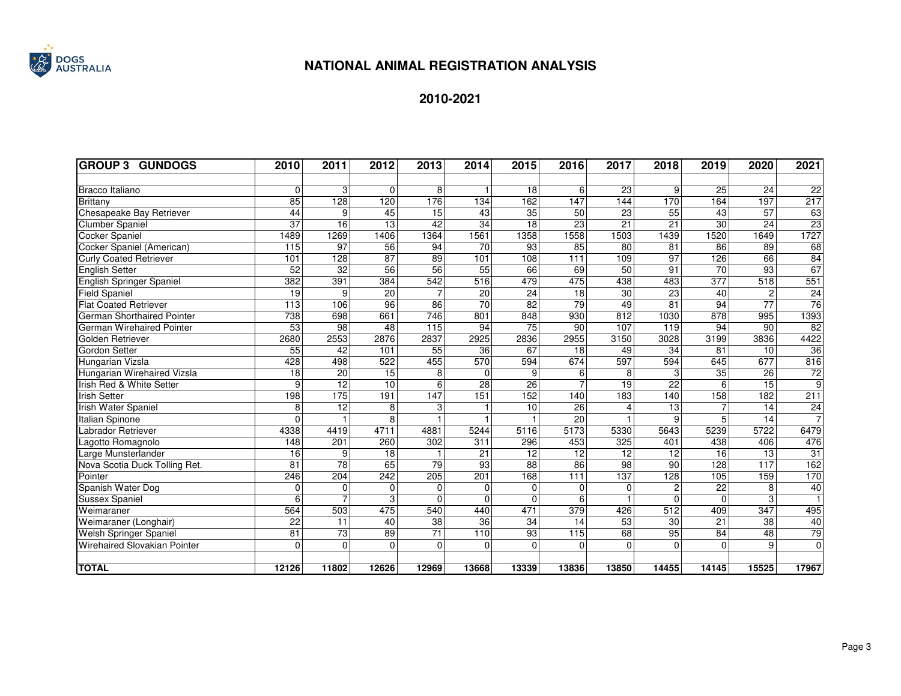# NATIONAL ANIMAL REGISTRATION ANALYSIS

## 2010-2021

| GROUP 3 GUNDOGS | 2010 | 2011 | 2012 | 2013 | 2014 | 2015 | 2016 | 2017 | 2018 | 2019 | 2020 | 2021 |
|---|---|---|---|---|---|---|---|---|---|---|---|---|
| Bracco Italiano | 0 | 3 | 0 | 8 | 1 | 18 | 6 | 23 | 9 | 25 | 24 | 22 |
| Brittany | 85 | 128 | 120 | 176 | 134 | 162 | 147 | 144 | 170 | 164 | 197 | 217 |
| Chesapeake Bay Retriever | 44 | 9 | 45 | 15 | 43 | 35 | 50 | 23 | 55 | 43 | 57 | 63 |
| Clumber Spaniel | 37 | 16 | 13 | 42 | 34 | 18 | 23 | 21 | 21 | 30 | 24 | 23 |
| Cocker Spaniel | 1489 | 1269 | 1406 | 1364 | 1561 | 1358 | 1558 | 1503 | 1439 | 1520 | 1649 | 1727 |
| Cocker Spaniel (American) | 115 | 97 | 56 | 94 | 70 | 93 | 85 | 80 | 81 | 86 | 89 | 68 |
| Curly Coated Retriever | 101 | 128 | 87 | 89 | 101 | 108 | 111 | 109 | 97 | 126 | 66 | 84 |
| English Setter | 52 | 32 | 56 | 56 | 55 | 66 | 69 | 50 | 91 | 70 | 93 | 67 |
| English Springer Spaniel | 382 | 391 | 384 | 542 | 516 | 479 | 475 | 438 | 483 | 377 | 518 | 551 |
| Field Spaniel | 19 | 9 | 20 | 7 | 20 | 24 | 18 | 30 | 23 | 40 | 2 | 24 |
| Flat Coated Retriever | 113 | 106 | 96 | 86 | 70 | 82 | 79 | 49 | 81 | 94 | 77 | 76 |
| German Shorthaired Pointer | 738 | 698 | 661 | 746 | 801 | 848 | 930 | 812 | 1030 | 878 | 995 | 1393 |
| German Wirehaired Pointer | 53 | 98 | 48 | 115 | 94 | 75 | 90 | 107 | 119 | 94 | 90 | 82 |
| Golden Retriever | 2680 | 2553 | 2876 | 2837 | 2925 | 2836 | 2955 | 3150 | 3028 | 3199 | 3836 | 4422 |
| Gordon Setter | 55 | 42 | 101 | 55 | 36 | 67 | 18 | 49 | 34 | 81 | 10 | 36 |
| Hungarian Vizsla | 428 | 498 | 522 | 455 | 570 | 594 | 674 | 597 | 594 | 645 | 677 | 816 |
| Hungarian Wirehaired Vizsla | 18 | 20 | 15 | 8 | 0 | 9 | 6 | 8 | 3 | 35 | 26 | 72 |
| Irish Red & White Setter | 9 | 12 | 10 | 6 | 28 | 26 | 7 | 19 | 22 | 6 | 15 | 9 |
| Irish Setter | 198 | 175 | 191 | 147 | 151 | 152 | 140 | 183 | 140 | 158 | 182 | 211 |
| Irish Water Spaniel | 8 | 12 | 8 | 3 | 1 | 10 | 26 | 4 | 13 | 7 | 14 | 24 |
| Italian Spinone | 0 | 1 | 8 | 1 | 1 | 1 | 20 | 1 | 9 | 5 | 14 | 7 |
| Labrador Retriever | 4338 | 4419 | 4711 | 4881 | 5244 | 5116 | 5173 | 5330 | 5643 | 5239 | 5722 | 6479 |
| Lagotto Romagnolo | 148 | 201 | 260 | 302 | 311 | 296 | 453 | 325 | 401 | 438 | 406 | 476 |
| Large Munsterlander | 16 | 9 | 18 | 1 | 21 | 12 | 12 | 12 | 12 | 16 | 13 | 31 |
| Nova Scotia Duck Tolling Ret. | 81 | 78 | 65 | 79 | 93 | 88 | 86 | 98 | 90 | 128 | 117 | 162 |
| Pointer | 246 | 204 | 242 | 205 | 201 | 168 | 111 | 137 | 128 | 105 | 159 | 170 |
| Spanish Water Dog | 0 | 0 | 0 | 0 | 0 | 0 | 0 | 0 | 2 | 22 | 8 | 40 |
| Sussex Spaniel | 6 | 7 | 3 | 0 | 0 | 0 | 6 | 1 | 0 | 0 | 3 | 1 |
| Weimaraner | 564 | 503 | 475 | 540 | 440 | 471 | 379 | 426 | 512 | 409 | 347 | 495 |
| Weimaraner (Longhair) | 22 | 11 | 40 | 38 | 36 | 34 | 14 | 53 | 30 | 21 | 38 | 40 |
| Welsh Springer Spaniel | 81 | 73 | 89 | 71 | 110 | 93 | 115 | 68 | 95 | 84 | 48 | 79 |
| Wirehaired Slovakian Pointer | 0 | 0 | 0 | 0 | 0 | 0 | 0 | 0 | 0 | 0 | 9 | 0 |
| **TOTAL** | **12126** | **11802** | **12626** | **12969** | **13668** | **13339** | **13836** | **13850** | **14455** | **14145** | **15525** | **17967** |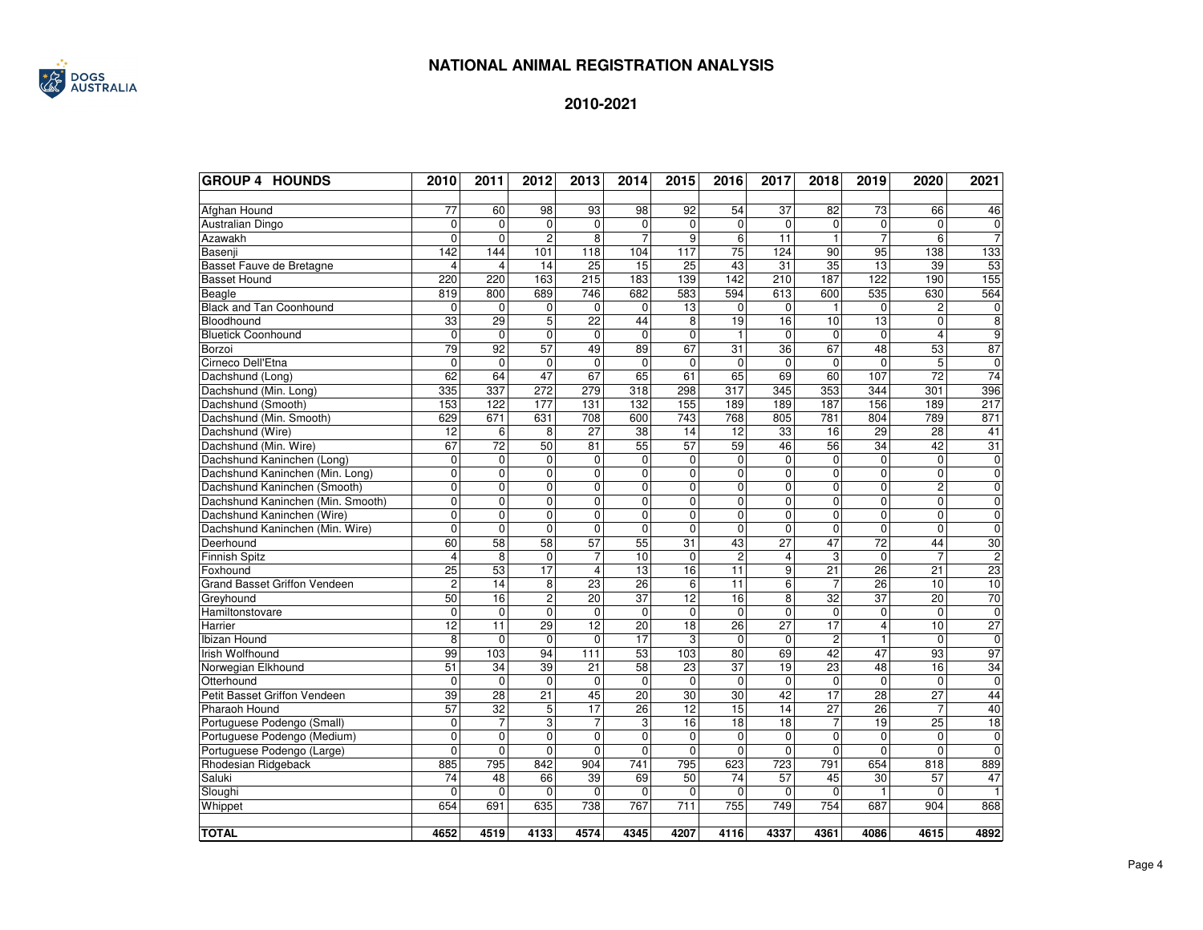# NATIONAL ANIMAL REGISTRATION ANALYSIS

## 2010-2021

| GROUP 4 HOUNDS | 2010 | 2011 | 2012 | 2013 | 2014 | 2015 | 2016 | 2017 | 2018 | 2019 | 2020 | 2021 |
|---|---|---|---|---|---|---|---|---|---|---|---|---|
| Afghan Hound | 77 | 60 | 98 | 93 | 98 | 92 | 54 | 37 | 82 | 73 | 66 | 46 |
| Australian Dingo | 0 | 0 | 0 | 0 | 0 | 0 | 0 | 0 | 0 | 0 | 0 | 0 |
| Azawakh | 0 | 0 | 2 | 8 | 7 | 9 | 6 | 11 | 1 | 7 | 6 | 7 |
| Basenji | 142 | 144 | 101 | 118 | 104 | 117 | 75 | 124 | 90 | 95 | 138 | 133 |
| Basset Fauve de Bretagne | 4 | 4 | 14 | 25 | 15 | 25 | 43 | 31 | 35 | 13 | 39 | 53 |
| Basset Hound | 220 | 220 | 163 | 215 | 183 | 139 | 142 | 210 | 187 | 122 | 190 | 155 |
| Beagle | 819 | 800 | 689 | 746 | 682 | 583 | 594 | 613 | 600 | 535 | 630 | 564 |
| Black and Tan Coonhound | 0 | 0 | 0 | 0 | 0 | 13 | 0 | 0 | 1 | 0 | 2 | 0 |
| Bloodhound | 33 | 29 | 5 | 22 | 44 | 8 | 19 | 16 | 10 | 13 | 0 | 8 |
| Bluetick Coonhound | 0 | 0 | 0 | 0 | 0 | 0 | 1 | 0 | 0 | 0 | 4 | 9 |
| Borzoi | 79 | 92 | 57 | 49 | 89 | 67 | 31 | 36 | 67 | 48 | 53 | 87 |
| Cirneco Dell'Etna | 0 | 0 | 0 | 0 | 0 | 0 | 0 | 0 | 0 | 0 | 5 | 0 |
| Dachshund (Long) | 62 | 64 | 47 | 67 | 65 | 61 | 65 | 69 | 60 | 107 | 72 | 74 |
| Dachshund (Min. Long) | 335 | 337 | 272 | 279 | 318 | 298 | 317 | 345 | 353 | 344 | 301 | 396 |
| Dachshund (Smooth) | 153 | 122 | 177 | 131 | 132 | 155 | 189 | 189 | 187 | 156 | 189 | 217 |
| Dachshund (Min. Smooth) | 629 | 671 | 631 | 708 | 600 | 743 | 768 | 805 | 781 | 804 | 789 | 871 |
| Dachshund (Wire) | 12 | 6 | 8 | 27 | 38 | 14 | 12 | 33 | 16 | 29 | 28 | 41 |
| Dachshund (Min. Wire) | 67 | 72 | 50 | 81 | 55 | 57 | 59 | 46 | 56 | 34 | 42 | 31 |
| Dachshund Kaninchen (Long) | 0 | 0 | 0 | 0 | 0 | 0 | 0 | 0 | 0 | 0 | 0 | 0 |
| Dachshund Kaninchen (Min. Long) | 0 | 0 | 0 | 0 | 0 | 0 | 0 | 0 | 0 | 0 | 0 | 0 |
| Dachshund Kaninchen (Smooth) | 0 | 0 | 0 | 0 | 0 | 0 | 0 | 0 | 0 | 0 | 2 | 0 |
| Dachshund Kaninchen (Min. Smooth) | 0 | 0 | 0 | 0 | 0 | 0 | 0 | 0 | 0 | 0 | 0 | 0 |
| Dachshund Kaninchen (Wire) | 0 | 0 | 0 | 0 | 0 | 0 | 0 | 0 | 0 | 0 | 0 | 0 |
| Dachshund Kaninchen (Min. Wire) | 0 | 0 | 0 | 0 | 0 | 0 | 0 | 0 | 0 | 0 | 0 | 0 |
| Deerhound | 60 | 58 | 58 | 57 | 55 | 31 | 43 | 27 | 47 | 72 | 44 | 30 |
| Finnish Spitz | 4 | 8 | 0 | 7 | 10 | 0 | 2 | 4 | 3 | 0 | 7 | 2 |
| Foxhound | 25 | 53 | 17 | 4 | 13 | 16 | 11 | 9 | 21 | 26 | 21 | 23 |
| Grand Basset Griffon Vendeen | 2 | 14 | 8 | 23 | 26 | 6 | 11 | 6 | 7 | 26 | 10 | 10 |
| Greyhound | 50 | 16 | 2 | 20 | 37 | 12 | 16 | 8 | 32 | 37 | 20 | 70 |
| Hamiltonstovare | 0 | 0 | 0 | 0 | 0 | 0 | 0 | 0 | 0 | 0 | 0 | 0 |
| Harrier | 12 | 11 | 29 | 12 | 20 | 18 | 26 | 27 | 17 | 4 | 10 | 27 |
| Ibizan Hound | 8 | 0 | 0 | 0 | 17 | 3 | 0 | 0 | 2 | 1 | 0 | 0 |
| Irish Wolfhound | 99 | 103 | 94 | 111 | 53 | 103 | 80 | 69 | 42 | 47 | 93 | 97 |
| Norwegian Elkhound | 51 | 34 | 39 | 21 | 58 | 23 | 37 | 19 | 23 | 48 | 16 | 34 |
| Otterhound | 0 | 0 | 0 | 0 | 0 | 0 | 0 | 0 | 0 | 0 | 0 | 0 |
| Petit Basset Griffon Vendeen | 39 | 28 | 21 | 45 | 20 | 30 | 30 | 42 | 17 | 28 | 27 | 44 |
| Pharaoh Hound | 57 | 32 | 5 | 17 | 26 | 12 | 15 | 14 | 27 | 26 | 7 | 40 |
| Portuguese Podengo (Small) | 0 | 7 | 3 | 7 | 3 | 16 | 18 | 18 | 7 | 19 | 25 | 18 |
| Portuguese Podengo (Medium) | 0 | 0 | 0 | 0 | 0 | 0 | 0 | 0 | 0 | 0 | 0 | 0 |
| Portuguese Podengo (Large) | 0 | 0 | 0 | 0 | 0 | 0 | 0 | 0 | 0 | 0 | 0 | 0 |
| Rhodesian Ridgeback | 885 | 795 | 842 | 904 | 741 | 795 | 623 | 723 | 791 | 654 | 818 | 889 |
| Saluki | 74 | 48 | 66 | 39 | 69 | 50 | 74 | 57 | 45 | 30 | 57 | 47 |
| Sloughi | 0 | 0 | 0 | 0 | 0 | 0 | 0 | 0 | 0 | 1 | 0 | 1 |
| Whippet | 654 | 691 | 635 | 738 | 767 | 711 | 755 | 749 | 754 | 687 | 904 | 868 |
| **TOTAL** | **4652** | **4519** | **4133** | **4574** | **4345** | **4207** | **4116** | **4337** | **4361** | **4086** | **4615** | **4892** |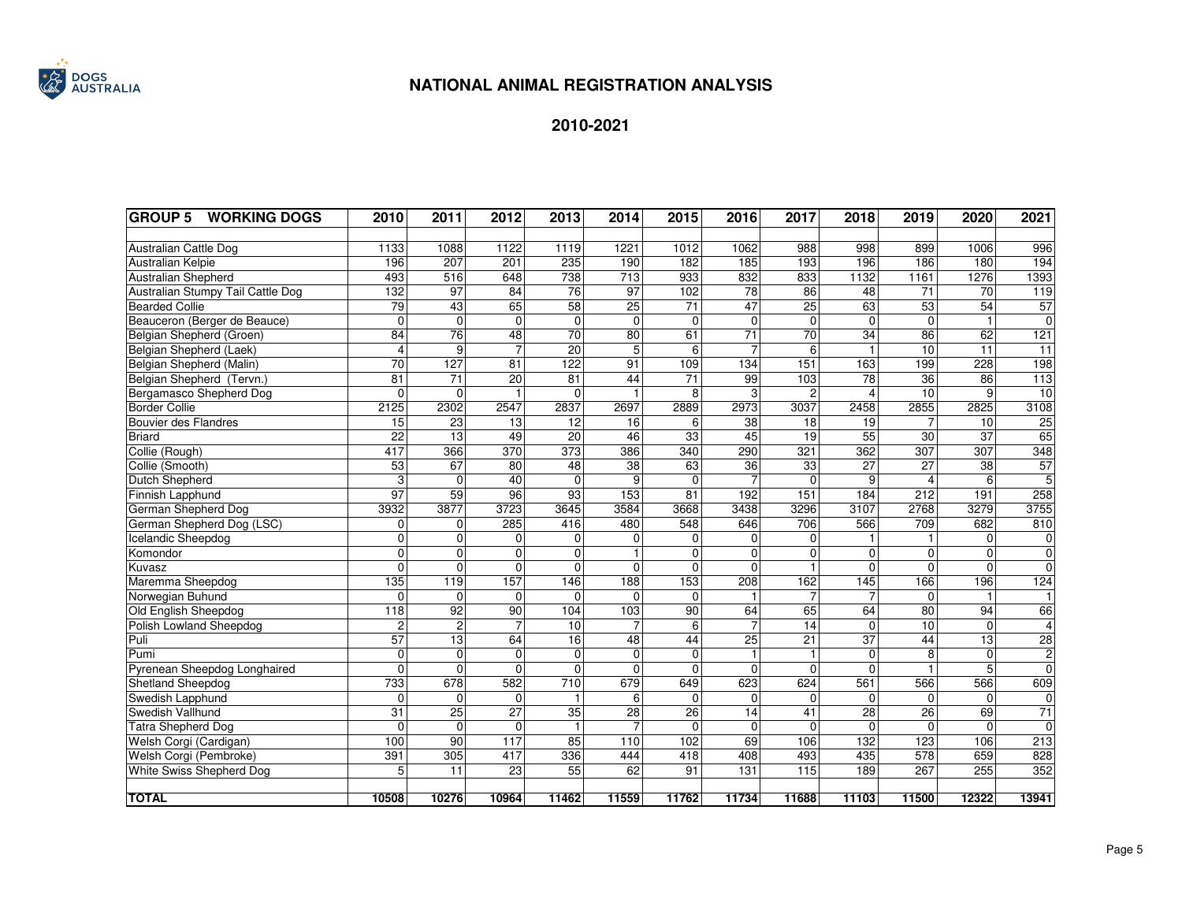# NATIONAL ANIMAL REGISTRATION ANALYSIS

## 2010-2021

| GROUP 5 WORKING DOGS | 2010 | 2011 | 2012 | 2013 | 2014 | 2015 | 2016 | 2017 | 2018 | 2019 | 2020 | 2021 |
|---|---|---|---|---|---|---|---|---|---|---|---|---|
| Australian Cattle Dog | 1133 | 1088 | 1122 | 1119 | 1221 | 1012 | 1062 | 988 | 998 | 899 | 1006 | 996 |
| Australian Kelpie | 196 | 207 | 201 | 235 | 190 | 182 | 185 | 193 | 196 | 186 | 180 | 194 |
| Australian Shepherd | 493 | 516 | 648 | 738 | 713 | 933 | 832 | 833 | 1132 | 1161 | 1276 | 1393 |
| Australian Stumpy Tail Cattle Dog | 132 | 97 | 84 | 76 | 97 | 102 | 78 | 86 | 48 | 71 | 70 | 119 |
| Bearded Collie | 79 | 43 | 65 | 58 | 25 | 71 | 47 | 25 | 63 | 53 | 54 | 57 |
| Beauceron (Berger de Beauce) | 0 | 0 | 0 | 0 | 0 | 0 | 0 | 0 | 0 | 0 | 1 | 0 |
| Belgian Shepherd (Groen) | 84 | 76 | 48 | 70 | 80 | 61 | 71 | 70 | 34 | 86 | 62 | 121 |
| Belgian Shepherd (Laek) | 4 | 9 | 7 | 20 | 5 | 6 | 7 | 6 | 1 | 10 | 11 | 11 |
| Belgian Shepherd (Malin) | 70 | 127 | 81 | 122 | 91 | 109 | 134 | 151 | 163 | 199 | 228 | 198 |
| Belgian Shepherd (Tervn.) | 81 | 71 | 20 | 81 | 44 | 71 | 99 | 103 | 78 | 36 | 86 | 113 |
| Bergamasco Shepherd Dog | 0 | 0 | 1 | 0 | 1 | 8 | 3 | 2 | 4 | 10 | 9 | 10 |
| Border Collie | 2125 | 2302 | 2547 | 2837 | 2697 | 2889 | 2973 | 3037 | 2458 | 2855 | 2825 | 3108 |
| Bouvier des Flandres | 15 | 23 | 13 | 12 | 16 | 6 | 38 | 18 | 19 | 7 | 10 | 25 |
| Briard | 22 | 13 | 49 | 20 | 46 | 33 | 45 | 19 | 55 | 30 | 37 | 65 |
| Collie (Rough) | 417 | 366 | 370 | 373 | 386 | 340 | 290 | 321 | 362 | 307 | 307 | 348 |
| Collie (Smooth) | 53 | 67 | 80 | 48 | 38 | 63 | 36 | 33 | 27 | 27 | 38 | 57 |
| Dutch Shepherd | 3 | 0 | 40 | 0 | 9 | 0 | 7 | 0 | 9 | 4 | 6 | 5 |
| Finnish Lapphund | 97 | 59 | 96 | 93 | 153 | 81 | 192 | 151 | 184 | 212 | 191 | 258 |
| German Shepherd Dog | 3932 | 3877 | 3723 | 3645 | 3584 | 3668 | 3438 | 3296 | 3107 | 2768 | 3279 | 3755 |
| German Shepherd Dog (LSC) | 0 | 0 | 285 | 416 | 480 | 548 | 646 | 706 | 566 | 709 | 682 | 810 |
| Icelandic Sheepdog | 0 | 0 | 0 | 0 | 0 | 0 | 0 | 0 | 1 | 1 | 0 | 0 |
| Komondor | 0 | 0 | 0 | 0 | 1 | 0 | 0 | 0 | 0 | 0 | 0 | 0 |
| Kuvasz | 0 | 0 | 0 | 0 | 0 | 0 | 0 | 1 | 0 | 0 | 0 | 0 |
| Maremma Sheepdog | 135 | 119 | 157 | 146 | 188 | 153 | 208 | 162 | 145 | 166 | 196 | 124 |
| Norwegian Buhund | 0 | 0 | 0 | 0 | 0 | 0 | 1 | 7 | 7 | 0 | 1 | 1 |
| Old English Sheepdog | 118 | 92 | 90 | 104 | 103 | 90 | 64 | 65 | 64 | 80 | 94 | 66 |
| Polish Lowland Sheepdog | 2 | 2 | 7 | 10 | 7 | 6 | 7 | 14 | 0 | 10 | 0 | 4 |
| Puli | 57 | 13 | 64 | 16 | 48 | 44 | 25 | 21 | 37 | 44 | 13 | 28 |
| Pumi | 0 | 0 | 0 | 0 | 0 | 0 | 1 | 1 | 0 | 8 | 0 | 2 |
| Pyrenean Sheepdog Longhaired | 0 | 0 | 0 | 0 | 0 | 0 | 0 | 0 | 0 | 1 | 5 | 0 |
| Shetland Sheepdog | 733 | 678 | 582 | 710 | 679 | 649 | 623 | 624 | 561 | 566 | 566 | 609 |
| Swedish Lapphund | 0 | 0 | 0 | 1 | 6 | 0 | 0 | 0 | 0 | 0 | 0 | 0 |
| Swedish Vallhund | 31 | 25 | 27 | 35 | 28 | 26 | 14 | 41 | 28 | 26 | 69 | 71 |
| Tatra Shepherd Dog | 0 | 0 | 0 | 1 | 7 | 0 | 0 | 0 | 0 | 0 | 0 | 0 |
| Welsh Corgi (Cardigan) | 100 | 90 | 117 | 85 | 110 | 102 | 69 | 106 | 132 | 123 | 106 | 213 |
| Welsh Corgi (Pembroke) | 391 | 305 | 417 | 336 | 444 | 418 | 408 | 493 | 435 | 578 | 659 | 828 |
| White Swiss Shepherd Dog | 5 | 11 | 23 | 55 | 62 | 91 | 131 | 115 | 189 | 267 | 255 | 352 |
| **TOTAL** | **10508** | **10276** | **10964** | **11462** | **11559** | **11762** | **11734** | **11688** | **11103** | **11500** | **12322** | **13941** |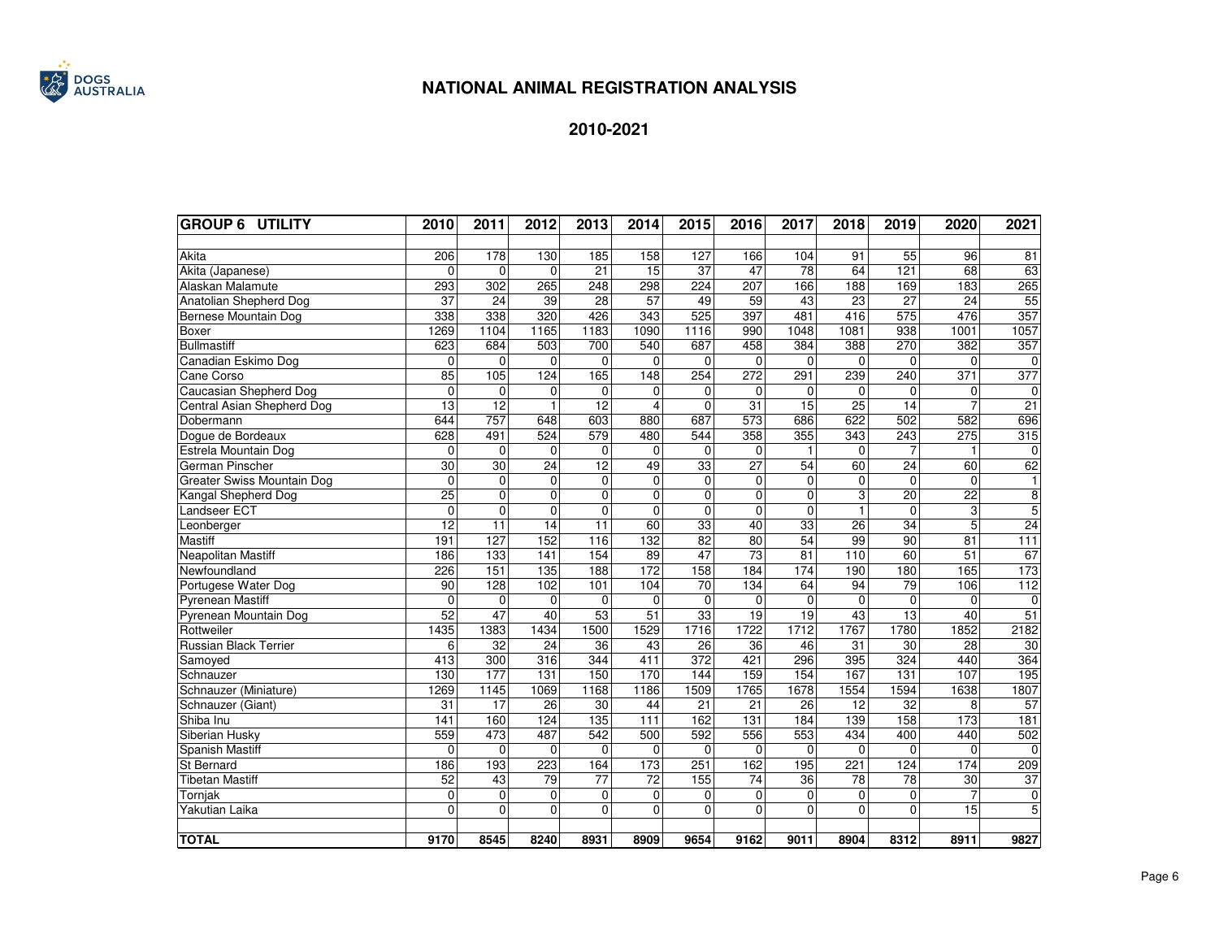## NATIONAL ANIMAL REGISTRATION ANALYSIS

## 2010-2021

| GROUP 6 UTILITY | 2010 | 2011 | 2012 | 2013 | 2014 | 2015 | 2016 | 2017 | 2018 | 2019 | 2020 | 2021 |
|---|---|---|---|---|---|---|---|---|---|---|---|---|
| Akita | 206 | 178 | 130 | 185 | 158 | 127 | 166 | 104 | 91 | 55 | 96 | 81 |
| Akita (Japanese) | 0 | 0 | 0 | 21 | 15 | 37 | 47 | 78 | 64 | 121 | 68 | 63 |
| Alaskan Malamute | 293 | 302 | 265 | 248 | 298 | 224 | 207 | 166 | 188 | 169 | 183 | 265 |
| Anatolian Shepherd Dog | 37 | 24 | 39 | 28 | 57 | 49 | 59 | 43 | 23 | 27 | 24 | 55 |
| Bernese Mountain Dog | 338 | 338 | 320 | 426 | 343 | 525 | 397 | 481 | 416 | 575 | 476 | 357 |
| Boxer | 1269 | 1104 | 1165 | 1183 | 1090 | 1116 | 990 | 1048 | 1081 | 938 | 1001 | 1057 |
| Bullmastiff | 623 | 684 | 503 | 700 | 540 | 687 | 458 | 384 | 388 | 270 | 382 | 357 |
| Canadian Eskimo Dog | 0 | 0 | 0 | 0 | 0 | 0 | 0 | 0 | 0 | 0 | 0 | 0 |
| Cane Corso | 85 | 105 | 124 | 165 | 148 | 254 | 272 | 291 | 239 | 240 | 371 | 377 |
| Caucasian Shepherd Dog | 0 | 0 | 0 | 0 | 0 | 0 | 0 | 0 | 0 | 0 | 0 | 0 |
| Central Asian Shepherd Dog | 13 | 12 | 1 | 12 | 4 | 0 | 31 | 15 | 25 | 14 | 7 | 21 |
| Dobermann | 644 | 757 | 648 | 603 | 880 | 687 | 573 | 686 | 622 | 502 | 582 | 696 |
| Dogue de Bordeaux | 628 | 491 | 524 | 579 | 480 | 544 | 358 | 355 | 343 | 243 | 275 | 315 |
| Estrela Mountain Dog | 0 | 0 | 0 | 0 | 0 | 0 | 0 | 1 | 0 | 7 | 1 | 0 |
| German Pinscher | 30 | 30 | 24 | 12 | 49 | 33 | 27 | 54 | 60 | 24 | 60 | 62 |
| Greater Swiss Mountain Dog | 0 | 0 | 0 | 0 | 0 | 0 | 0 | 0 | 0 | 0 | 0 | 1 |
| Kangal Shepherd Dog | 25 | 0 | 0 | 0 | 0 | 0 | 0 | 0 | 3 | 20 | 22 | 8 |
| Landseer ECT | 0 | 0 | 0 | 0 | 0 | 0 | 0 | 0 | 1 | 0 | 3 | 5 |
| Leonberger | 12 | 11 | 14 | 11 | 60 | 33 | 40 | 33 | 26 | 34 | 5 | 24 |
| Mastiff | 191 | 127 | 152 | 116 | 132 | 82 | 80 | 54 | 99 | 90 | 81 | 111 |
| Neapolitan Mastiff | 186 | 133 | 141 | 154 | 89 | 47 | 73 | 81 | 110 | 60 | 51 | 67 |
| Newfoundland | 226 | 151 | 135 | 188 | 172 | 158 | 184 | 174 | 190 | 180 | 165 | 173 |
| Portugese Water Dog | 90 | 128 | 102 | 101 | 104 | 70 | 134 | 64 | 94 | 79 | 106 | 112 |
| Pyrenean Mastiff | 0 | 0 | 0 | 0 | 0 | 0 | 0 | 0 | 0 | 0 | 0 | 0 |
| Pyrenean Mountain Dog | 52 | 47 | 40 | 53 | 51 | 33 | 19 | 19 | 43 | 13 | 40 | 51 |
| Rottweiler | 1435 | 1383 | 1434 | 1500 | 1529 | 1716 | 1722 | 1712 | 1767 | 1780 | 1852 | 2182 |
| Russian Black Terrier | 6 | 32 | 24 | 36 | 43 | 26 | 36 | 46 | 31 | 30 | 28 | 30 |
| Samoyed | 413 | 300 | 316 | 344 | 411 | 372 | 421 | 296 | 395 | 324 | 440 | 364 |
| Schnauzer | 130 | 177 | 131 | 150 | 170 | 144 | 159 | 154 | 167 | 131 | 107 | 195 |
| Schnauzer (Miniature) | 1269 | 1145 | 1069 | 1168 | 1186 | 1509 | 1765 | 1678 | 1554 | 1594 | 1638 | 1807 |
| Schnauzer (Giant) | 31 | 17 | 26 | 30 | 44 | 21 | 21 | 26 | 12 | 32 | 8 | 57 |
| Shiba Inu | 141 | 160 | 124 | 135 | 111 | 162 | 131 | 184 | 139 | 158 | 173 | 181 |
| Siberian Husky | 559 | 473 | 487 | 542 | 500 | 592 | 556 | 553 | 434 | 400 | 440 | 502 |
| Spanish Mastiff | 0 | 0 | 0 | 0 | 0 | 0 | 0 | 0 | 0 | 0 | 0 | 0 |
| St Bernard | 186 | 193 | 223 | 164 | 173 | 251 | 162 | 195 | 221 | 124 | 174 | 209 |
| Tibetan Mastiff | 52 | 43 | 79 | 77 | 72 | 155 | 74 | 36 | 78 | 78 | 30 | 37 |
| Tornjak | 0 | 0 | 0 | 0 | 0 | 0 | 0 | 0 | 0 | 0 | 7 | 0 |
| Yakutian Laika | 0 | 0 | 0 | 0 | 0 | 0 | 0 | 0 | 0 | 0 | 15 | 5 |
| **TOTAL** | **9170** | **8545** | **8240** | **8931** | **8909** | **9654** | **9162** | **9011** | **8904** | **8312** | **8911** | **9827** |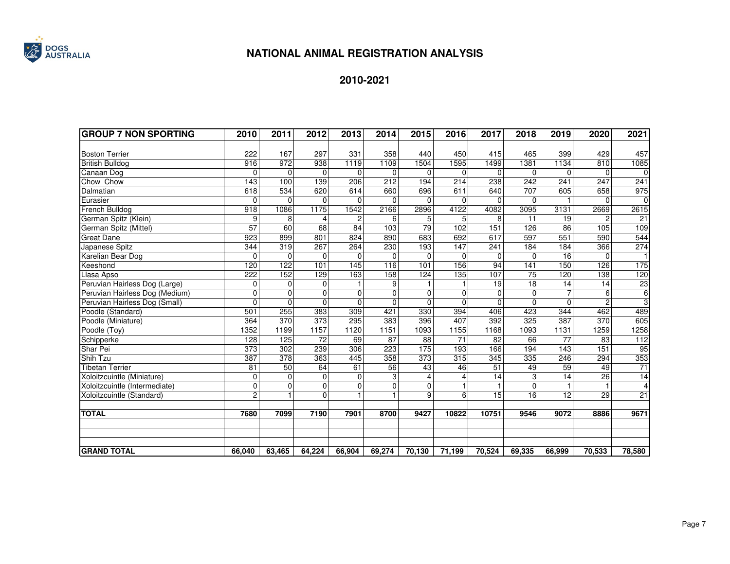# NATIONAL ANIMAL REGISTRATION ANALYSIS

## 2010-2021

| GROUP 7 NON SPORTING | 2010 | 2011 | 2012 | 2013 | 2014 | 2015 | 2016 | 2017 | 2018 | 2019 | 2020 | 2021 |
|---|---|---|---|---|---|---|---|---|---|---|---|---|
| Boston Terrier | 222 | 167 | 297 | 331 | 358 | 440 | 450 | 415 | 465 | 399 | 429 | 457 |
| British Bulldog | 916 | 972 | 938 | 1119 | 1109 | 1504 | 1595 | 1499 | 1381 | 1134 | 810 | 1085 |
| Canaan Dog | 0 | 0 | 0 | 0 | 0 | 0 | 0 | 0 | 0 | 0 | 0 | 0 |
| Chow Chow | 143 | 100 | 139 | 206 | 212 | 194 | 214 | 238 | 242 | 241 | 247 | 241 |
| Dalmatian | 618 | 534 | 620 | 614 | 660 | 696 | 611 | 640 | 707 | 605 | 658 | 975 |
| Eurasier | 0 | 0 | 0 | 0 | 0 | 0 | 0 | 0 | 0 | 1 | 0 | 0 |
| French Bulldog | 918 | 1086 | 1175 | 1542 | 2166 | 2896 | 4122 | 4082 | 3095 | 3131 | 2669 | 2615 |
| German Spitz (Klein) | 9 | 8 | 4 | 2 | 6 | 5 | 5 | 8 | 11 | 19 | 2 | 21 |
| German Spitz (Mittel) | 57 | 60 | 68 | 84 | 103 | 79 | 102 | 151 | 126 | 86 | 105 | 109 |
| Great Dane | 923 | 899 | 801 | 824 | 890 | 683 | 692 | 617 | 597 | 551 | 590 | 544 |
| Japanese Spitz | 344 | 319 | 267 | 264 | 230 | 193 | 147 | 241 | 184 | 184 | 366 | 274 |
| Karelian Bear Dog | 0 | 0 | 0 | 0 | 0 | 0 | 0 | 0 | 0 | 16 | 0 | 1 |
| Keeshond | 120 | 122 | 101 | 145 | 116 | 101 | 156 | 94 | 141 | 150 | 126 | 175 |
| Llasa Apso | 222 | 152 | 129 | 163 | 158 | 124 | 135 | 107 | 75 | 120 | 138 | 120 |
| Peruvian Hairless Dog (Large) | 0 | 0 | 0 | 1 | 9 | 1 | 1 | 19 | 18 | 14 | 14 | 23 |
| Peruvian Hairless Dog (Medium) | 0 | 0 | 0 | 0 | 0 | 0 | 0 | 0 | 0 | 7 | 6 | 6 |
| Peruvian Hairless Dog (Small) | 0 | 0 | 0 | 0 | 0 | 0 | 0 | 0 | 0 | 0 | 2 | 3 |
| Poodle (Standard) | 501 | 255 | 383 | 309 | 421 | 330 | 394 | 406 | 423 | 344 | 462 | 489 |
| Poodle (Miniature) | 364 | 370 | 373 | 295 | 383 | 396 | 407 | 392 | 325 | 387 | 370 | 605 |
| Poodle (Toy) | 1352 | 1199 | 1157 | 1120 | 1151 | 1093 | 1155 | 1168 | 1093 | 1131 | 1259 | 1258 |
| Schipperke | 128 | 125 | 72 | 69 | 87 | 88 | 71 | 82 | 66 | 77 | 83 | 112 |
| Shar Pei | 373 | 302 | 239 | 306 | 223 | 175 | 193 | 166 | 194 | 143 | 151 | 95 |
| Shih Tzu | 387 | 378 | 363 | 445 | 358 | 373 | 315 | 345 | 335 | 246 | 294 | 353 |
| Tibetan Terrier | 81 | 50 | 64 | 61 | 56 | 43 | 46 | 51 | 49 | 59 | 49 | 71 |
| Xoloitzcuintle (Miniature) | 0 | 0 | 0 | 0 | 3 | 4 | 4 | 14 | 3 | 14 | 26 | 14 |
| Xoloitzcuintle (Intermediate) | 0 | 0 | 0 | 0 | 0 | 0 | 1 | 1 | 0 | 1 | 1 | 4 |
| Xoloitzcuintle (Standard) | 2 | 1 | 0 | 1 | 1 | 9 | 6 | 15 | 16 | 12 | 29 | 21 |
| **TOTAL** | **7680** | **7099** | **7190** | **7901** | **8700** | **9427** | **10822** | **10751** | **9546** | **9072** | **8886** | **9671** |
| **GRAND TOTAL** | **66,040** | **63,465** | **64,224** | **66,904** | **69,274** | **70,130** | **71,199** | **70,524** | **69,335** | **66,999** | **70,533** | **78,580** |